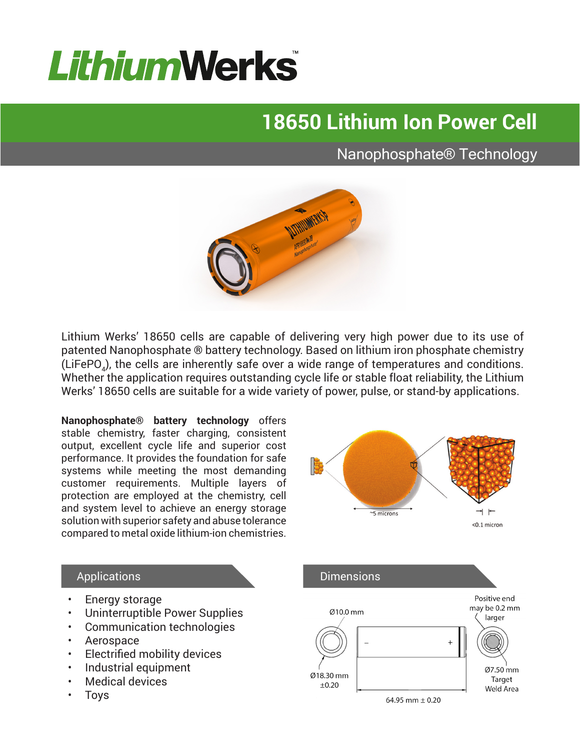# LithiumWerks™

## 18650 Lithium Ion Power Cell

### Nanophosphate® Technology

Lithium Werks' 18650 cells are capable of delivering very high power due to its use of patented Nanophosphate ® battery technology. Based on lithium iron phosphate chemistry ($LiFePO_4$), the cells are inherently safe over a wide range of temperatures and conditions. Whether the application requires outstanding cycle life or stable float reliability, the Lithium Werks' 18650 cells are suitable for a wide variety of power, pulse, or stand-by applications.

**Nanophosphate® battery technology** offers stable chemistry, faster charging, consistent output, excellent cycle life and superior cost performance. It provides the foundation for safe systems while meeting the most demanding customer requirements. Multiple layers of protection are employed at the chemistry, cell and system level to achieve an energy storage solution with superior safety and abuse tolerance compared to metal oxide lithium-ion chemistries.

~5 microns

<0.1 micron

## Applications

- Energy storage
- Uninterruptible Power Supplies
- Communication technologies
- Aerospace
- Electrified mobility devices
- Industrial equipment
- Medical devices
- Toys

## Dimensions

Ø10.0 mm

Ø18.30 mm ±0.20

64.95 mm ± 0.20

Positive end may be 0.2 mm larger

Ø7.50 mm Target Weld Area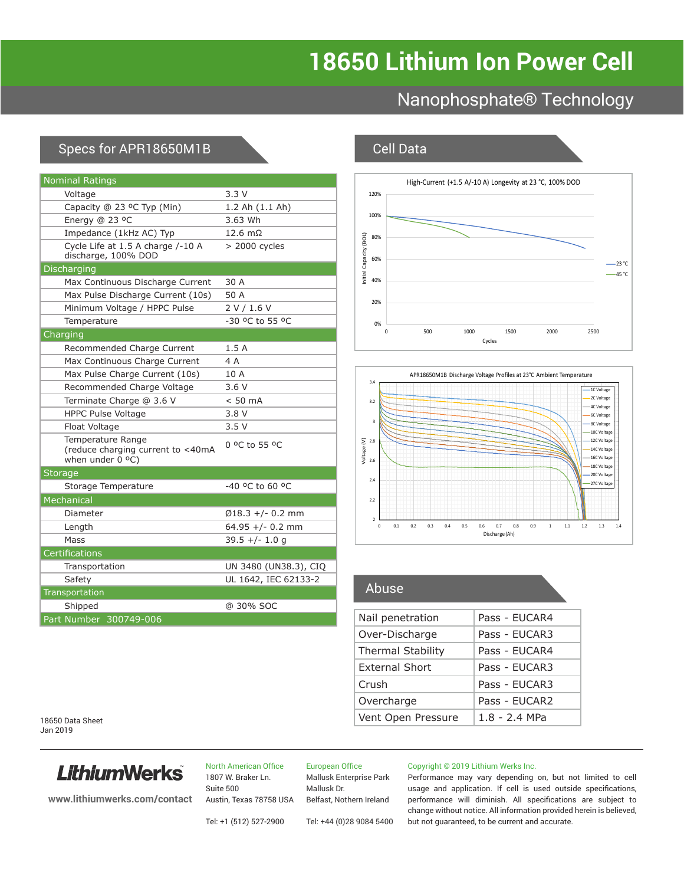# 18650 Lithium Ion Power Cell

## Nanophosphate® Technology

## Specs for APR18650M1B

| | |
|---|---|
| **Nominal Ratings** | |
| Voltage | 3.3 V |
| Capacity @ 23 ºC Typ (Min) | 1.2 Ah (1.1 Ah) |
| Energy @ 23 ºC | 3.63 Wh |
| Impedance (1kHz AC) Typ | 12.6 mΩ |
| Cycle Life at 1.5 A charge /-10 A discharge, 100% DOD | > 2000 cycles |
| **Discharging** | |
| Max Continuous Discharge Current | 30 A |
| Max Pulse Discharge Current (10s) | 50 A |
| Minimum Voltage / HPPC Pulse | 2 V / 1.6 V |
| Temperature | -30 ºC to 55 ºC |
| **Charging** | |
| Recommended Charge Current | 1.5 A |
| Max Continuous Charge Current | 4 A |
| Max Pulse Charge Current (10s) | 10 A |
| Recommended Charge Voltage | 3.6 V |
| Terminate Charge @ 3.6 V | < 50 mA |
| HPPC Pulse Voltage | 3.8 V |
| Float Voltage | 3.5 V |
| Temperature Range (reduce charging current to <40mA when under 0 ºC) | 0 ºC to 55 ºC |
| **Storage** | |
| Storage Temperature | -40 ºC to 60 ºC |
| **Mechanical** | |
| Diameter | Ø18.3 +/- 0.2 mm |
| Length | 64.95 +/- 0.2 mm |
| Mass | 39.5 +/- 1.0 g |
| **Certifications** | |
| Transportation | UN 3480 (UN38.3), CIQ |
| Safety | UL 1642, IEC 62133-2 |
| **Transportation** | |
| Shipped | @ 30% SOC |
| **Part Number** 300749-006 | |

## Cell Data

High-Current (+1.5 A/-10 A) Longevity at 23 °C, 100% DOD

Initial Capacity (BOL)

120%
100%
80%
60%
40%
20%
0%

0 500 1000 1500 2000 2500

Cycles

23 °C
45 °C

APR18650M1B Discharge Voltage Profiles at 23°C Ambient Temperature

Voltage (V)

3.4 3.2 3 2.8 2.6 2.4 2.2 2

0 0.1 0.2 0.3 0.4 0.5 0.6 0.7 0.8 0.9 1 1.1 1.2 1.3 1.4

Discharge (Ah)

1C Voltage
2C Voltage
4C Voltage
6C Voltage
8C Voltage
10C Voltage
12C Voltage
14C Voltage
16C Voltage
18C Voltage
20C Voltage
27C Voltage

## Abuse

| | |
|---|---|
| Nail penetration | Pass - EUCAR4 |
| Over-Discharge | Pass - EUCAR3 |
| Thermal Stability | Pass - EUCAR4 |
| External Short | Pass - EUCAR3 |
| Crush | Pass - EUCAR3 |
| Overcharge | Pass - EUCAR2 |
| Vent Open Pressure | 1.8 - 2.4 MPa |

18650 Data Sheet
Jan 2019

**LithiumWerks**

www.lithiumwerks.com/contact

North American Office
1807 W. Braker Ln.
Suite 500
Austin, Texas 78758 USA

Tel: +1 (512) 527-2900

European Office
Mallusk Enterprise Park
Mallusk Dr.
Belfast, Nothern Ireland

Tel: +44 (0)28 9084 5400

Copyright © 2019 Lithium Werks Inc.
Performance may vary depending on, but not limited to cell usage and application. If cell is used outside specifications, performance will diminish. All specifications are subject to change without notice. All information provided herein is believed, but not guaranteed, to be current and accurate.